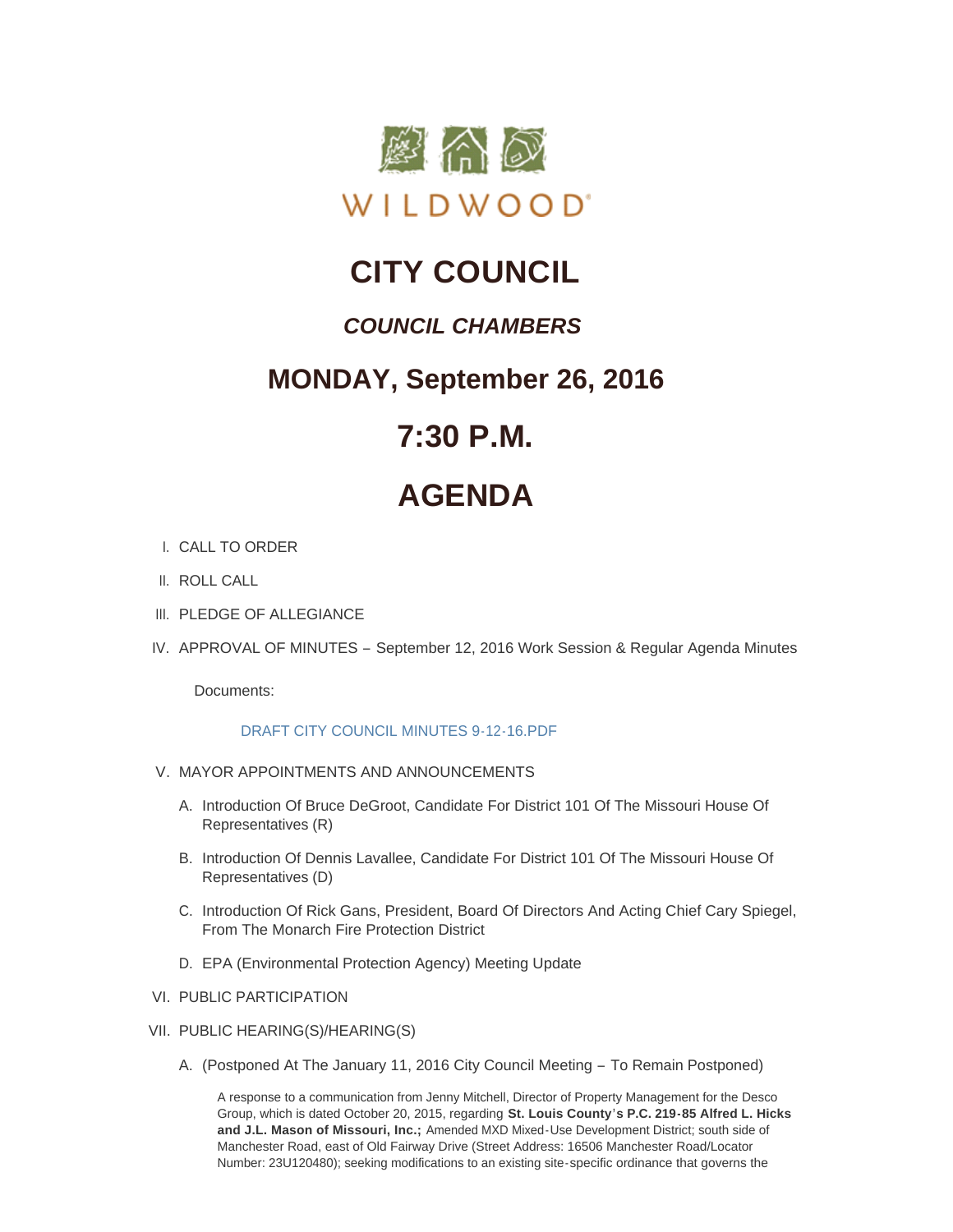WILDWOOD

# CITY COUNCIL

## *COUNCIL CHAMBERS*

## MONDAY, September 26, 2016

# 7:30 P.M.

# AGENDA

I. CALL TO ORDER

II. ROLL CALL

III. PLEDGE OF ALLEGIANCE

IV. APPROVAL OF MINUTES – September 12, 2016 Work Session & Regular Agenda Minutes

Documents:

DRAFT CITY COUNCIL MINUTES 9-12-16.PDF

V. MAYOR APPOINTMENTS AND ANNOUNCEMENTS

A. Introduction Of Bruce DeGroot, Candidate For District 101 Of The Missouri House Of Representatives (R)

B. Introduction Of Dennis Lavallee, Candidate For District 101 Of The Missouri House Of Representatives (D)

C. Introduction Of Rick Gans, President, Board Of Directors And Acting Chief Cary Spiegel, From The Monarch Fire Protection District

D. EPA (Environmental Protection Agency) Meeting Update

VI. PUBLIC PARTICIPATION

VII. PUBLIC HEARING(S)/HEARING(S)

A. (Postponed At The January 11, 2016 City Council Meeting – To Remain Postponed)

A response to a communication from Jenny Mitchell, Director of Property Management for the Desco Group, which is dated October 20, 2015, regarding **St. Louis County's P.C. 219-85 Alfred L. Hicks and J.L. Mason of Missouri, Inc.;** Amended MXD Mixed-Use Development District; south side of Manchester Road, east of Old Fairway Drive (Street Address: 16506 Manchester Road/Locator Number: 23U120480); seeking modifications to an existing site-specific ordinance that governs the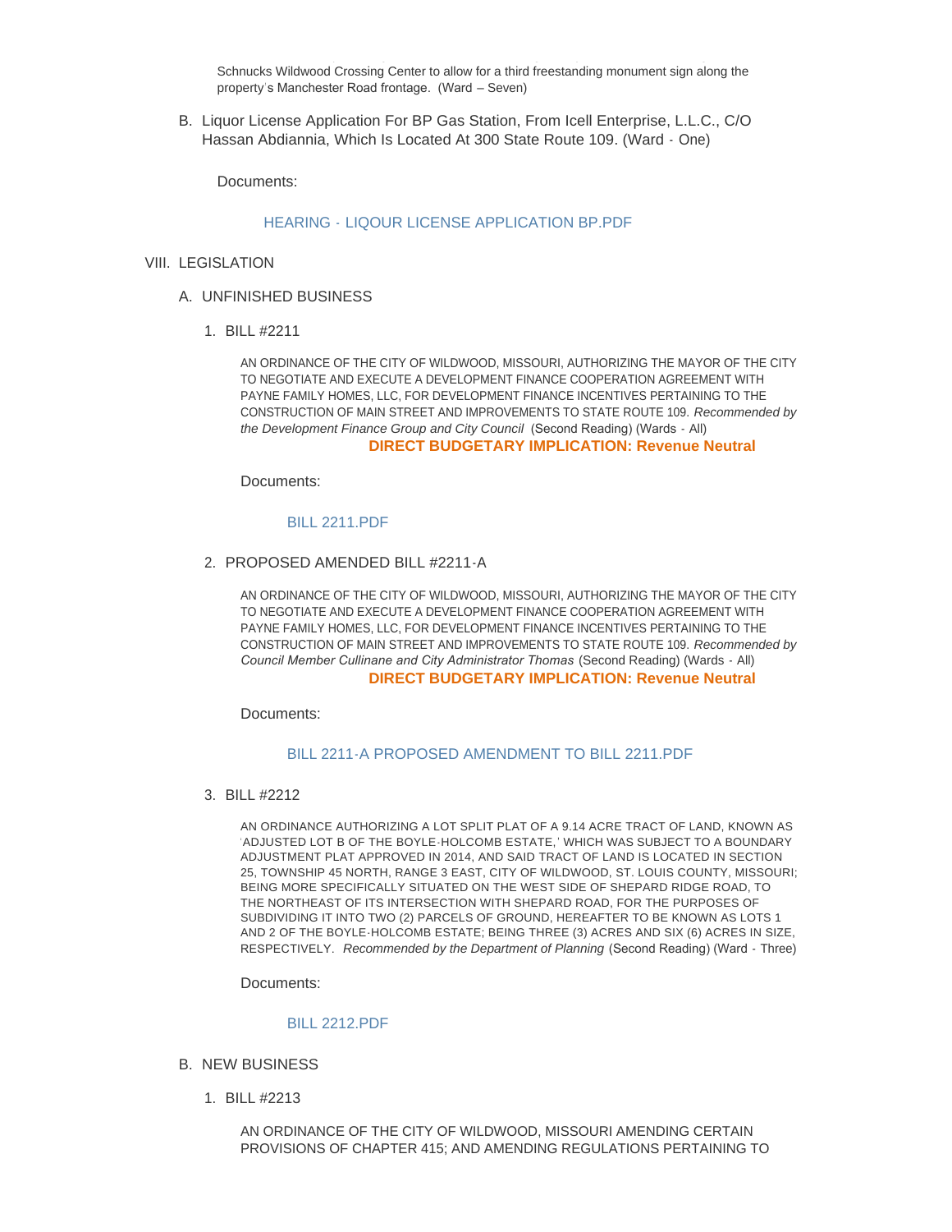Schnucks Wildwood Crossing Center to allow for a third freestanding monument sign along the property's Manchester Road frontage. (Ward – Seven)

B. Liquor License Application For BP Gas Station, From Icell Enterprise, L.L.C., C/O Hassan Abdiannia, Which Is Located At 300 State Route 109. (Ward - One)

Documents:

HEARING - LIQOUR LICENSE APPLICATION BP.PDF

VIII. LEGISLATION

A. UNFINISHED BUSINESS

1. BILL #2211

AN ORDINANCE OF THE CITY OF WILDWOOD, MISSOURI, AUTHORIZING THE MAYOR OF THE CITY TO NEGOTIATE AND EXECUTE A DEVELOPMENT FINANCE COOPERATION AGREEMENT WITH PAYNE FAMILY HOMES, LLC, FOR DEVELOPMENT FINANCE INCENTIVES PERTAINING TO THE CONSTRUCTION OF MAIN STREET AND IMPROVEMENTS TO STATE ROUTE 109. *Recommended by the Development Finance Group and City Council* (Second Reading) (Wards - All)

**DIRECT BUDGETARY IMPLICATION: Revenue Neutral**

Documents:

BILL 2211.PDF

2. PROPOSED AMENDED BILL #2211-A

AN ORDINANCE OF THE CITY OF WILDWOOD, MISSOURI, AUTHORIZING THE MAYOR OF THE CITY TO NEGOTIATE AND EXECUTE A DEVELOPMENT FINANCE COOPERATION AGREEMENT WITH PAYNE FAMILY HOMES, LLC, FOR DEVELOPMENT FINANCE INCENTIVES PERTAINING TO THE CONSTRUCTION OF MAIN STREET AND IMPROVEMENTS TO STATE ROUTE 109. *Recommended by Council Member Cullinane and City Administrator Thomas* (Second Reading) (Wards - All)

**DIRECT BUDGETARY IMPLICATION: Revenue Neutral**

Documents:

BILL 2211-A PROPOSED AMENDMENT TO BILL 2211.PDF

3. BILL #2212

AN ORDINANCE AUTHORIZING A LOT SPLIT PLAT OF A 9.14 ACRE TRACT OF LAND, KNOWN AS 'ADJUSTED LOT B OF THE BOYLE-HOLCOMB ESTATE,' WHICH WAS SUBJECT TO A BOUNDARY ADJUSTMENT PLAT APPROVED IN 2014, AND SAID TRACT OF LAND IS LOCATED IN SECTION 25, TOWNSHIP 45 NORTH, RANGE 3 EAST, CITY OF WILDWOOD, ST. LOUIS COUNTY, MISSOURI; BEING MORE SPECIFICALLY SITUATED ON THE WEST SIDE OF SHEPARD RIDGE ROAD, TO THE NORTHEAST OF ITS INTERSECTION WITH SHEPARD ROAD, FOR THE PURPOSES OF SUBDIVIDING IT INTO TWO (2) PARCELS OF GROUND, HEREAFTER TO BE KNOWN AS LOTS 1 AND 2 OF THE BOYLE-HOLCOMB ESTATE; BEING THREE (3) ACRES AND SIX (6) ACRES IN SIZE, RESPECTIVELY. *Recommended by the Department of Planning* (Second Reading) (Ward - Three)

Documents:

BILL 2212.PDF

B. NEW BUSINESS

1. BILL #2213

AN ORDINANCE OF THE CITY OF WILDWOOD, MISSOURI AMENDING CERTAIN PROVISIONS OF CHAPTER 415; AND AMENDING REGULATIONS PERTAINING TO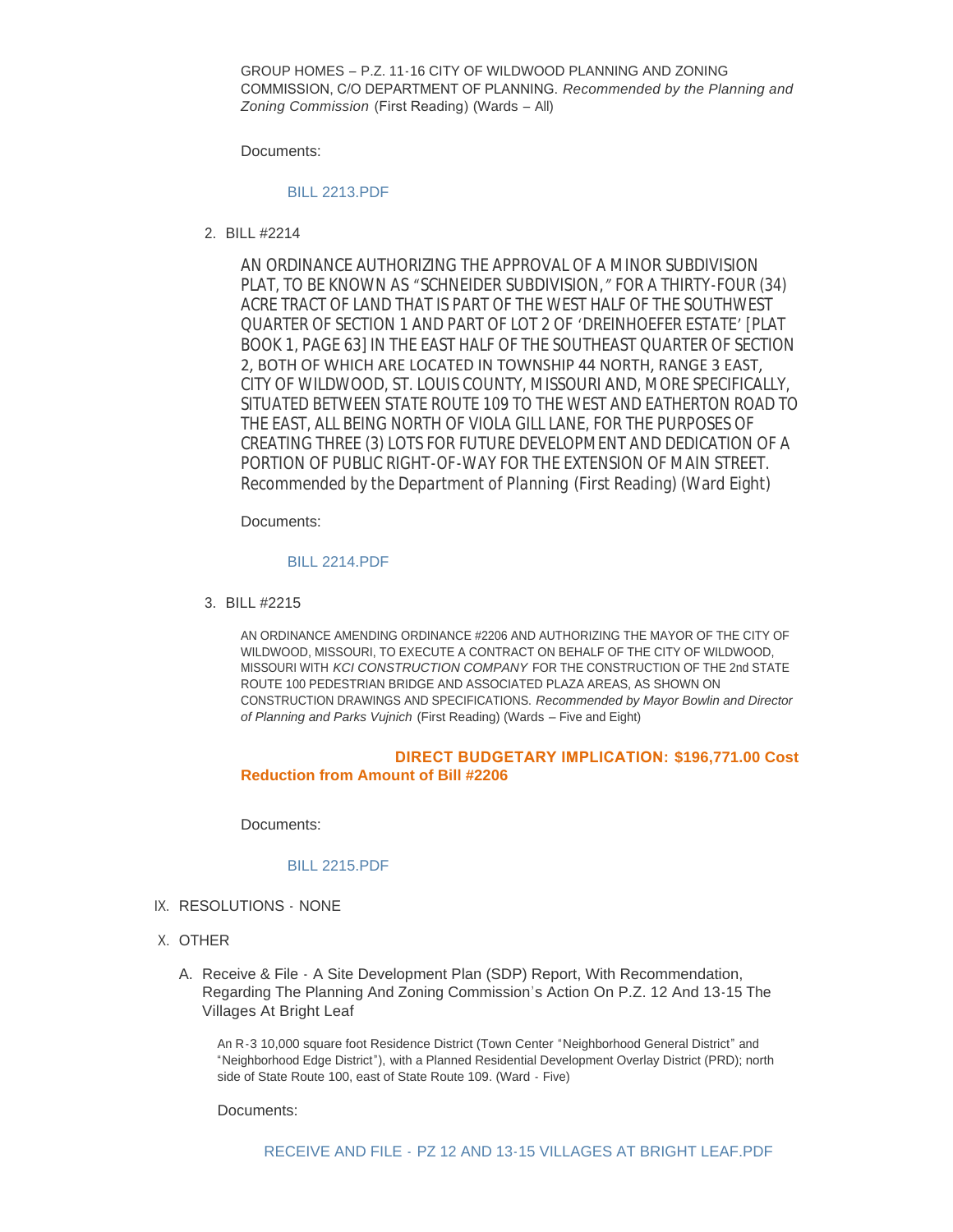GROUP HOMES – P.Z. 11-16 CITY OF WILDWOOD PLANNING AND ZONING COMMISSION, C/O DEPARTMENT OF PLANNING. *Recommended by the Planning and Zoning Commission* (First Reading) (Wards – All)

Documents:

BILL 2213.PDF

2. BILL #2214

AN ORDINANCE AUTHORIZING THE APPROVAL OF A MINOR SUBDIVISION PLAT, TO BE KNOWN AS "SCHNEIDER SUBDIVISION," FOR A THIRTY-FOUR (34) ACRE TRACT OF LAND THAT IS PART OF THE WEST HALF OF THE SOUTHWEST QUARTER OF SECTION 1 AND PART OF LOT 2 OF 'DREINHOEFER ESTATE' [PLAT BOOK 1, PAGE 63] IN THE EAST HALF OF THE SOUTHEAST QUARTER OF SECTION 2, BOTH OF WHICH ARE LOCATED IN TOWNSHIP 44 NORTH, RANGE 3 EAST, CITY OF WILDWOOD, ST. LOUIS COUNTY, MISSOURI AND, MORE SPECIFICALLY, SITUATED BETWEEN STATE ROUTE 109 TO THE WEST AND EATHERTON ROAD TO THE EAST, ALL BEING NORTH OF VIOLA GILL LANE, FOR THE PURPOSES OF CREATING THREE (3) LOTS FOR FUTURE DEVELOPMENT AND DEDICATION OF A PORTION OF PUBLIC RIGHT-OF-WAY FOR THE EXTENSION OF MAIN STREET. *Recommended by the Department of Planning* (First Reading) (Ward Eight)

Documents:

BILL 2214.PDF

3. BILL #2215

AN ORDINANCE AMENDING ORDINANCE #2206 AND AUTHORIZING THE MAYOR OF THE CITY OF WILDWOOD, MISSOURI, TO EXECUTE A CONTRACT ON BEHALF OF THE CITY OF WILDWOOD, MISSOURI WITH *KCI CONSTRUCTION COMPANY* FOR THE CONSTRUCTION OF THE 2nd STATE ROUTE 100 PEDESTRIAN BRIDGE AND ASSOCIATED PLAZA AREAS, AS SHOWN ON CONSTRUCTION DRAWINGS AND SPECIFICATIONS. *Recommended by Mayor Bowlin and Director of Planning and Parks Vujnich* (First Reading) (Wards – Five and Eight)

**DIRECT BUDGETARY IMPLICATION: $196,771.00 Cost Reduction from Amount of Bill #2206**

Documents:

BILL 2215.PDF

IX. RESOLUTIONS - NONE

X. OTHER

A. Receive & File - A Site Development Plan (SDP) Report, With Recommendation, Regarding The Planning And Zoning Commission's Action On P.Z. 12 And 13-15 The Villages At Bright Leaf

An R-3 10,000 square foot Residence District (Town Center "Neighborhood General District" and "Neighborhood Edge District"), with a Planned Residential Development Overlay District (PRD); north side of State Route 100, east of State Route 109. (Ward - Five)

Documents:

RECEIVE AND FILE - PZ 12 AND 13-15 VILLAGES AT BRIGHT LEAF.PDF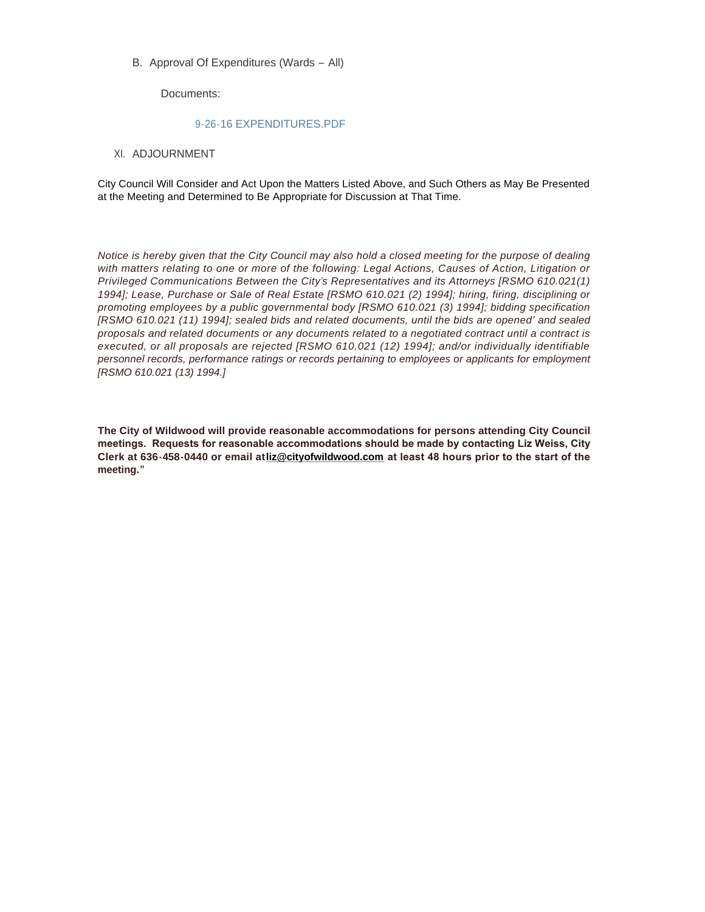B. Approval Of Expenditures (Wards - All)

Documents:

9-26-16 EXPENDITURES.PDF

XI. ADJOURNMENT

City Council Will Consider and Act Upon the Matters Listed Above, and Such Others as May Be Presented at the Meeting and Determined to Be Appropriate for Discussion at That Time.

*Notice is hereby given that the City Council may also hold a closed meeting for the purpose of dealing with matters relating to one or more of the following: Legal Actions, Causes of Action, Litigation or Privileged Communications Between the City's Representatives and its Attorneys [RSMO 610.021(1) 1994]; Lease, Purchase or Sale of Real Estate [RSMO 610.021 (2) 1994]; hiring, firing, disciplining or promoting employees by a public governmental body [RSMO 610.021 (3) 1994]; bidding specification [RSMO 610.021 (11) 1994]; sealed bids and related documents, until the bids are opened' and sealed proposals and related documents or any documents related to a negotiated contract until a contract is executed, or all proposals are rejected [RSMO 610.021 (12) 1994]; and/or individually identifiable personnel records, performance ratings or records pertaining to employees or applicants for employment [RSMO 610.021 (13) 1994.]*

**The City of Wildwood will provide reasonable accommodations for persons attending City Council meetings. Requests for reasonable accommodations should be made by contacting Liz Weiss, City Clerk at 636-458-0440 or email at liz@cityofwildwood.com at least 48 hours prior to the start of the meeting."**